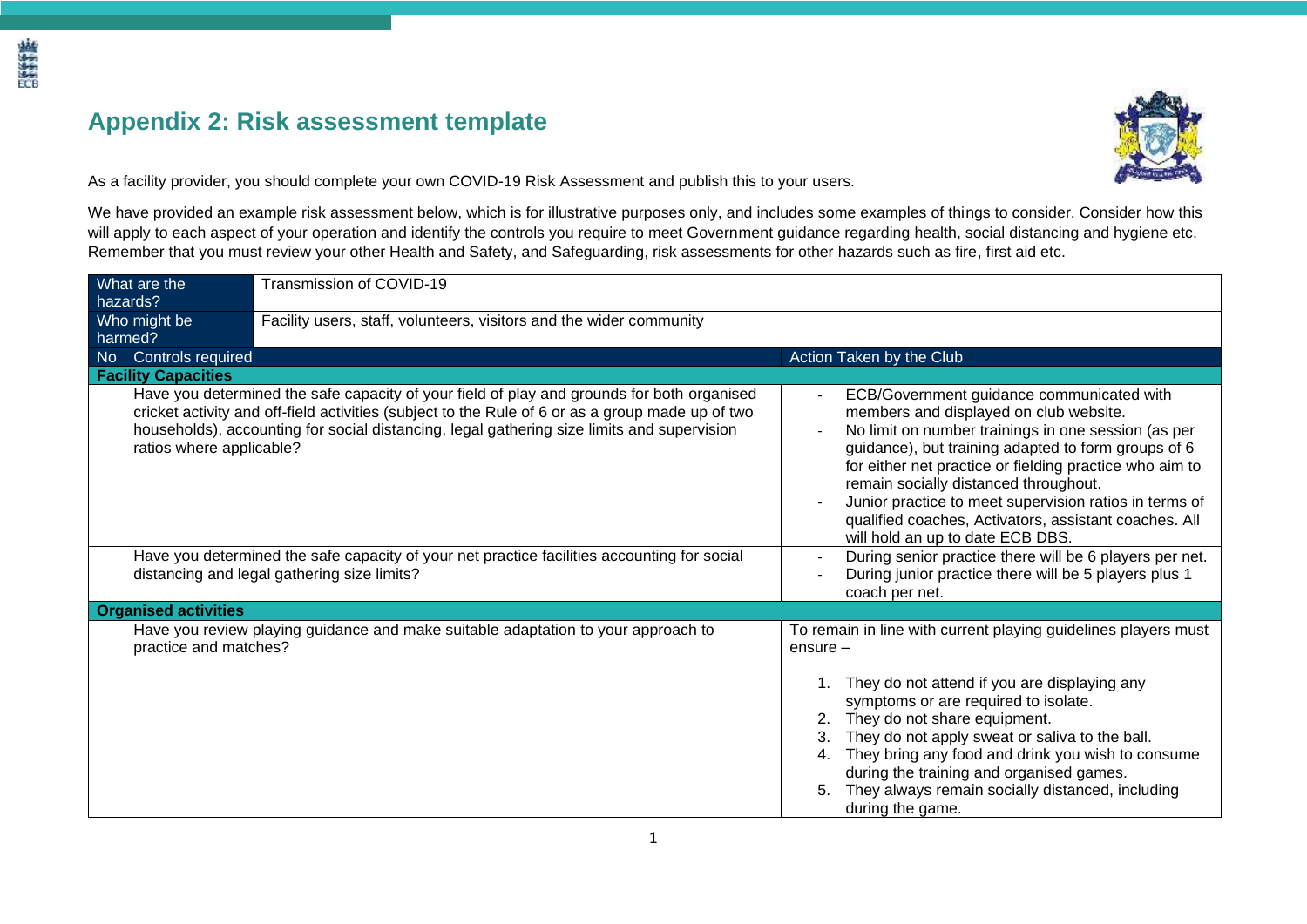## Appendix 2: Risk assessment template

As a facility provider, you should complete your own COVID-19 Risk Assessment and publish this to your users.

We have provided an example risk assessment below, which is for illustrative purposes only, and includes some examples of things to consider. Consider how this will apply to each aspect of your operation and identify the controls you require to meet Government guidance regarding health, social distancing and hygiene etc. Remember that you must review your other Health and Safety, and Safeguarding, risk assessments for other hazards such as fire, first aid etc.

| What are the hazards? | Transmission of COVID-19 | |
|---|---|---|
| **Who might be harmed?** | Facility users, staff, volunteers, visitors and the wider community | |
| **No** | **Controls required** | **Action Taken by the Club** |
| **Facility Capacities** | | |
| | Have you determined the safe capacity of your field of play and grounds for both organised cricket activity and off-field activities (subject to the Rule of 6 or as a group made up of two households), accounting for social distancing, legal gathering size limits and supervision ratios where applicable? | - ECB/Government guidance communicated with members and displayed on club website.<br>- No limit on number trainings in one session (as per guidance), but training adapted to form groups of 6 for either net practice or fielding practice who aim to remain socially distanced throughout.<br>- Junior practice to meet supervision ratios in terms of qualified coaches, Activators, assistant coaches. All will hold an up to date ECB DBS. |
| | Have you determined the safe capacity of your net practice facilities accounting for social distancing and legal gathering size limits? | - During senior practice there will be 6 players per net.<br>- During junior practice there will be 5 players plus 1 coach per net. |
| **Organised activities** | | |
| | Have you review playing guidance and make suitable adaptation to your approach to practice and matches? | To remain in line with current playing guidelines players must ensure –<br><br>1. They do not attend if you are displaying any symptoms or are required to isolate.<br>2. They do not share equipment.<br>3. They do not apply sweat or saliva to the ball.<br>4. They bring any food and drink you wish to consume during the training and organised games.<br>5. They always remain socially distanced, including during the game. |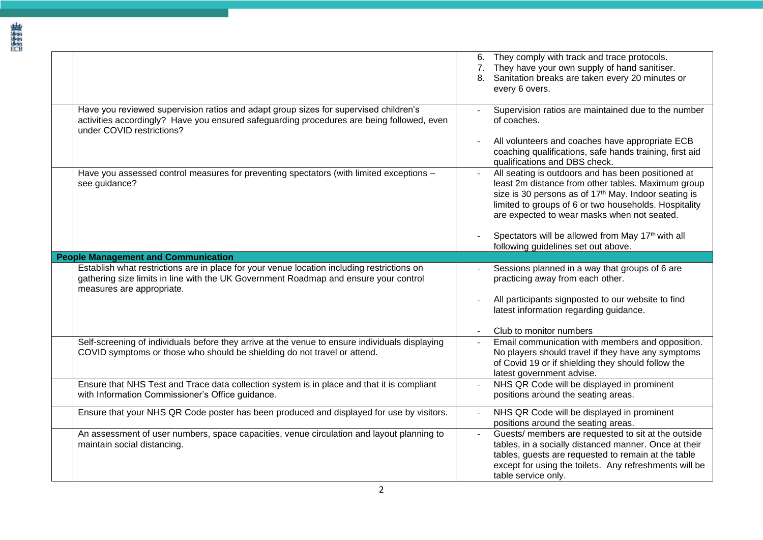| | | |
|---|---|---|
| | | 6. They comply with track and trace protocols.<br>7. They have your own supply of hand sanitiser.<br>8. Sanitation breaks are taken every 20 minutes or every 6 overs. |
| | Have you reviewed supervision ratios and adapt group sizes for supervised children's activities accordingly? Have you ensured safeguarding procedures are being followed, even under COVID restrictions? | - Supervision ratios are maintained due to the number of coaches.<br><br>- All volunteers and coaches have appropriate ECB coaching qualifications, safe hands training, first aid qualifications and DBS check. |
| | Have you assessed control measures for preventing spectators (with limited exceptions – see guidance? | - All seating is outdoors and has been positioned at least 2m distance from other tables. Maximum group size is 30 persons as of 17th May. Indoor seating is limited to groups of 6 or two households. Hospitality are expected to wear masks when not seated.<br><br>- Spectators will be allowed from May 17th with all following guidelines set out above. |
| **People Management and Communication** | | |
| | Establish what restrictions are in place for your venue location including restrictions on gathering size limits in line with the UK Government Roadmap and ensure your control measures are appropriate. | - Sessions planned in a way that groups of 6 are practicing away from each other.<br><br>- All participants signposted to our website to find latest information regarding guidance.<br><br>- Club to monitor numbers |
| | Self-screening of individuals before they arrive at the venue to ensure individuals displaying COVID symptoms or those who should be shielding do not travel or attend. | - Email communication with members and opposition. No players should travel if they have any symptoms of Covid 19 or if shielding they should follow the latest government advise. |
| | Ensure that NHS Test and Trace data collection system is in place and that it is compliant with Information Commissioner's Office guidance. | - NHS QR Code will be displayed in prominent positions around the seating areas. |
| | Ensure that your NHS QR Code poster has been produced and displayed for use by visitors. | - NHS QR Code will be displayed in prominent positions around the seating areas. |
| | An assessment of user numbers, space capacities, venue circulation and layout planning to maintain social distancing. | - Guests/ members are requested to sit at the outside tables, in a socially distanced manner. Once at their tables, guests are requested to remain at the table except for using the toilets. Any refreshments will be table service only. |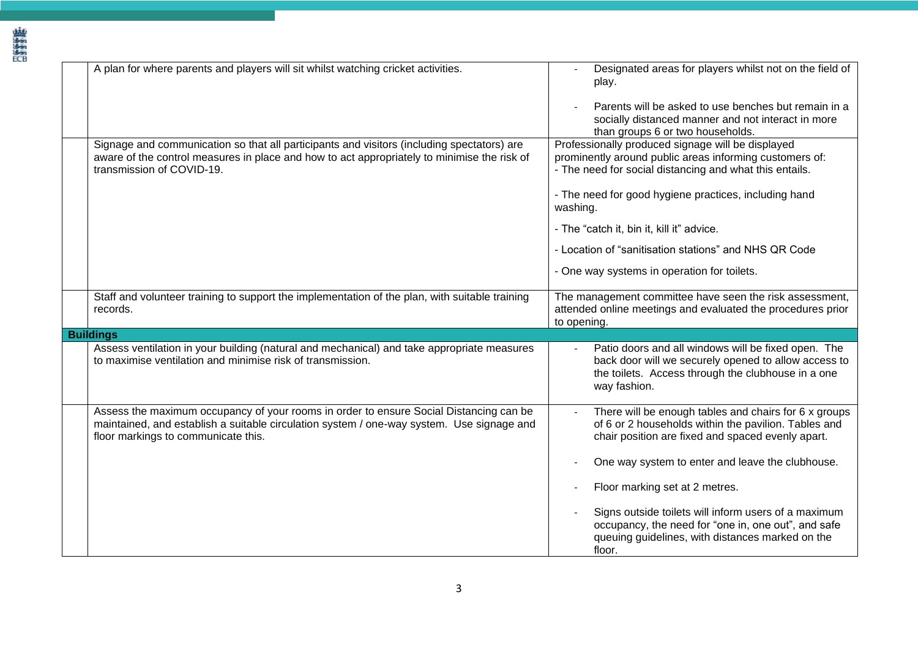| | | |
|---|---|---|
| | A plan for where parents and players will sit whilst watching cricket activities. | - Designated areas for players whilst not on the field of play.<br><br>- Parents will be asked to use benches but remain in a socially distanced manner and not interact in more than groups 6 or two households. |
| | Signage and communication so that all participants and visitors (including spectators) are aware of the control measures in place and how to act appropriately to minimise the risk of transmission of COVID-19. | Professionally produced signage will be displayed prominently around public areas informing customers of:<br>- The need for social distancing and what this entails.<br><br>- The need for good hygiene practices, including hand washing.<br><br>- The "catch it, bin it, kill it" advice.<br><br>- Location of "sanitisation stations" and NHS QR Code<br><br>- One way systems in operation for toilets. |
| | Staff and volunteer training to support the implementation of the plan, with suitable training records. | The management committee have seen the risk assessment, attended online meetings and evaluated the procedures prior to opening. |
| **Buildings** | | |
| | Assess ventilation in your building (natural and mechanical) and take appropriate measures to maximise ventilation and minimise risk of transmission. | - Patio doors and all windows will be fixed open. The back door will we securely opened to allow access to the toilets. Access through the clubhouse in a one way fashion. |
| | Assess the maximum occupancy of your rooms in order to ensure Social Distancing can be maintained, and establish a suitable circulation system / one-way system. Use signage and floor markings to communicate this. | - There will be enough tables and chairs for 6 x groups of 6 or 2 households within the pavilion. Tables and chair position are fixed and spaced evenly apart.<br><br>- One way system to enter and leave the clubhouse.<br><br>- Floor marking set at 2 metres.<br><br>- Signs outside toilets will inform users of a maximum occupancy, the need for "one in, one out", and safe queuing guidelines, with distances marked on the floor. |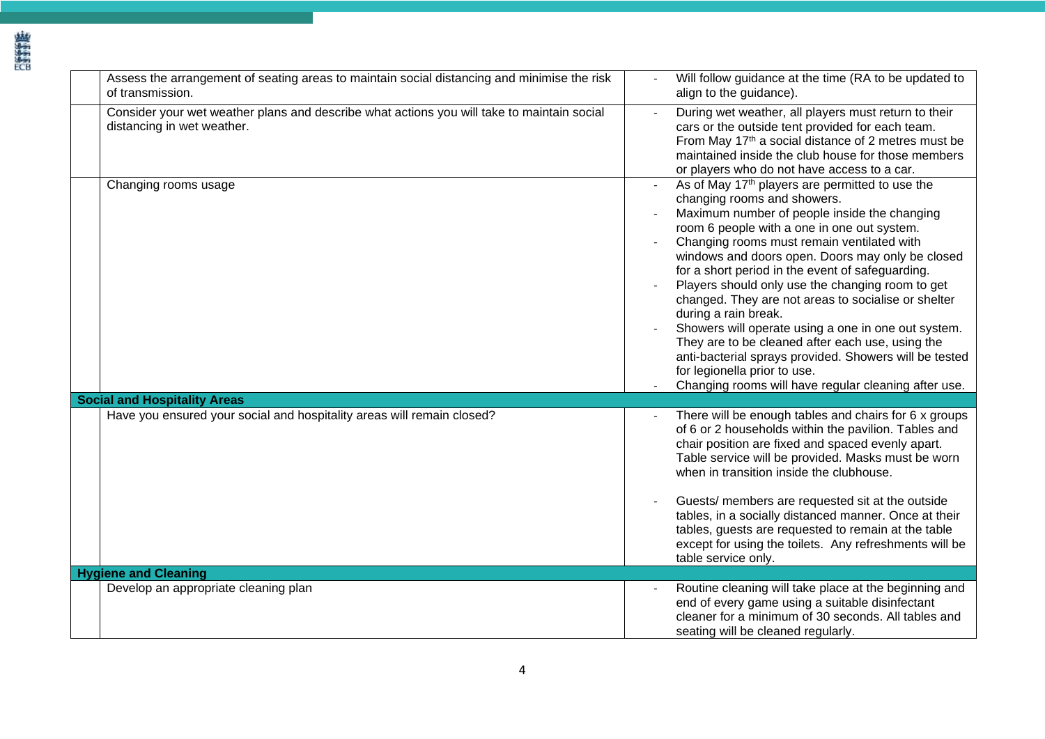| | | |
|---|---|---|
| | Assess the arrangement of seating areas to maintain social distancing and minimise the risk of transmission. | - Will follow guidance at the time (RA to be updated to align to the guidance). |
| | Consider your wet weather plans and describe what actions you will take to maintain social distancing in wet weather. | - During wet weather, all players must return to their cars or the outside tent provided for each team. From May 17th a social distance of 2 metres must be maintained inside the club house for those members or players who do not have access to a car. |
| | Changing rooms usage | - As of May 17th players are permitted to use the changing rooms and showers.<br>- Maximum number of people inside the changing room 6 people with a one in one out system.<br>- Changing rooms must remain ventilated with windows and doors open. Doors may only be closed for a short period in the event of safeguarding.<br>- Players should only use the changing room to get changed. They are not areas to socialise or shelter during a rain break.<br>- Showers will operate using a one in one out system. They are to be cleaned after each use, using the anti-bacterial sprays provided. Showers will be tested for legionella prior to use.<br>- Changing rooms will have regular cleaning after use. |
| **Social and Hospitality Areas** | | |
| | Have you ensured your social and hospitality areas will remain closed? | - There will be enough tables and chairs for 6 x groups of 6 or 2 households within the pavilion. Tables and chair position are fixed and spaced evenly apart. Table service will be provided. Masks must be worn when in transition inside the clubhouse.<br><br>- Guests/ members are requested sit at the outside tables, in a socially distanced manner. Once at their tables, guests are requested to remain at the table except for using the toilets. Any refreshments will be table service only. |
| **Hygiene and Cleaning** | | |
| | Develop an appropriate cleaning plan | - Routine cleaning will take place at the beginning and end of every game using a suitable disinfectant cleaner for a minimum of 30 seconds. All tables and seating will be cleaned regularly. |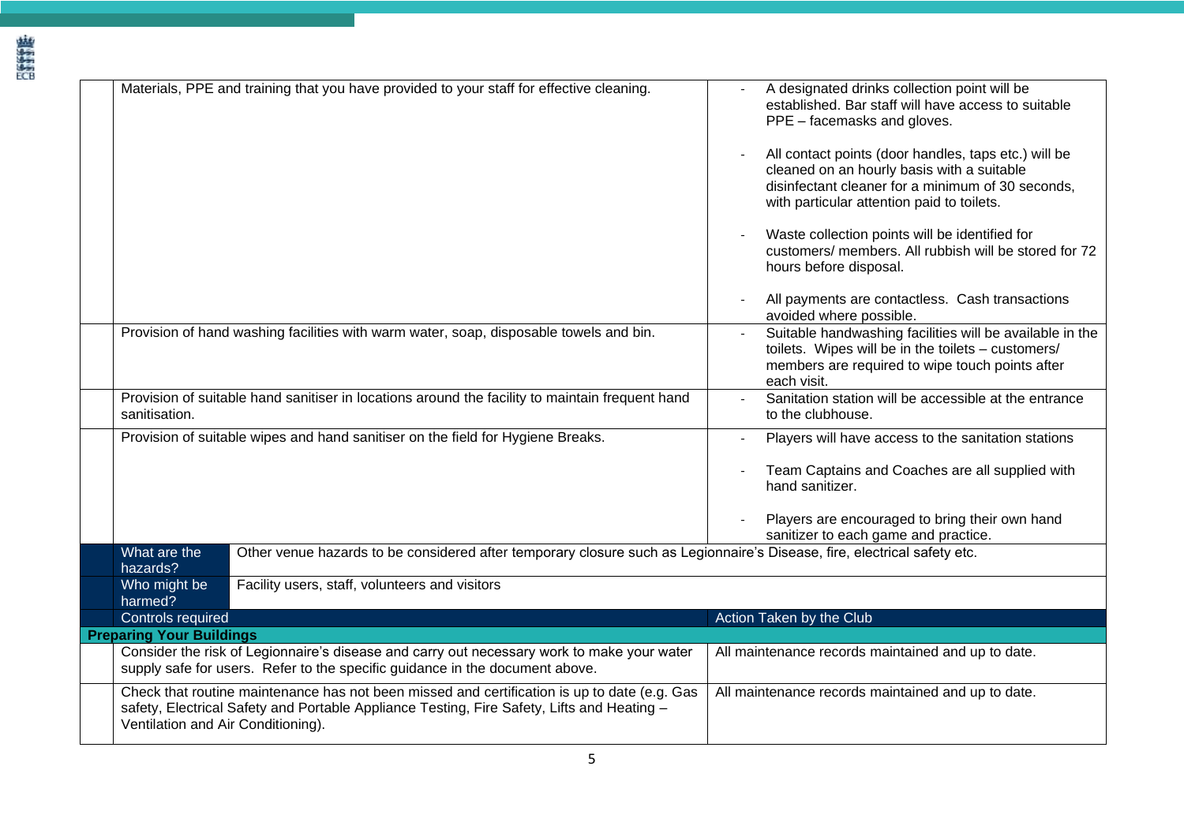| | Controls required | Action Taken by the Club |
|---|---|---|
| | Materials, PPE and training that you have provided to your staff for effective cleaning. | - A designated drinks collection point will be established. Bar staff will have access to suitable PPE – facemasks and gloves.<br><br>- All contact points (door handles, taps etc.) will be cleaned on an hourly basis with a suitable disinfectant cleaner for a minimum of 30 seconds, with particular attention paid to toilets.<br><br>- Waste collection points will be identified for customers/ members. All rubbish will be stored for 72 hours before disposal.<br><br>- All payments are contactless. Cash transactions avoided where possible. |
| | Provision of hand washing facilities with warm water, soap, disposable towels and bin. | - Suitable handwashing facilities will be available in the toilets. Wipes will be in the toilets – customers/ members are required to wipe touch points after each visit. |
| | Provision of suitable hand sanitiser in locations around the facility to maintain frequent hand sanitisation. | - Sanitation station will be accessible at the entrance to the clubhouse. |
| | Provision of suitable wipes and hand sanitiser on the field for Hygiene Breaks. | - Players will have access to the sanitation stations<br><br>- Team Captains and Coaches are all supplied with hand sanitizer.<br><br>- Players are encouraged to bring their own hand sanitizer to each game and practice. |

| What are the hazards? | Other venue hazards to be considered after temporary closure such as Legionnaire's Disease, fire, electrical safety etc. |
|---|---|
| **Who might be harmed?** | Facility users, staff, volunteers and visitors |

| | Controls required | Action Taken by the Club |
|---|---|---|
| **Preparing Your Buildings** | | |
| | Consider the risk of Legionnaire's disease and carry out necessary work to make your water supply safe for users. Refer to the specific guidance in the document above. | All maintenance records maintained and up to date. |
| | Check that routine maintenance has not been missed and certification is up to date (e.g. Gas safety, Electrical Safety and Portable Appliance Testing, Fire Safety, Lifts and Heating – Ventilation and Air Conditioning). | All maintenance records maintained and up to date. |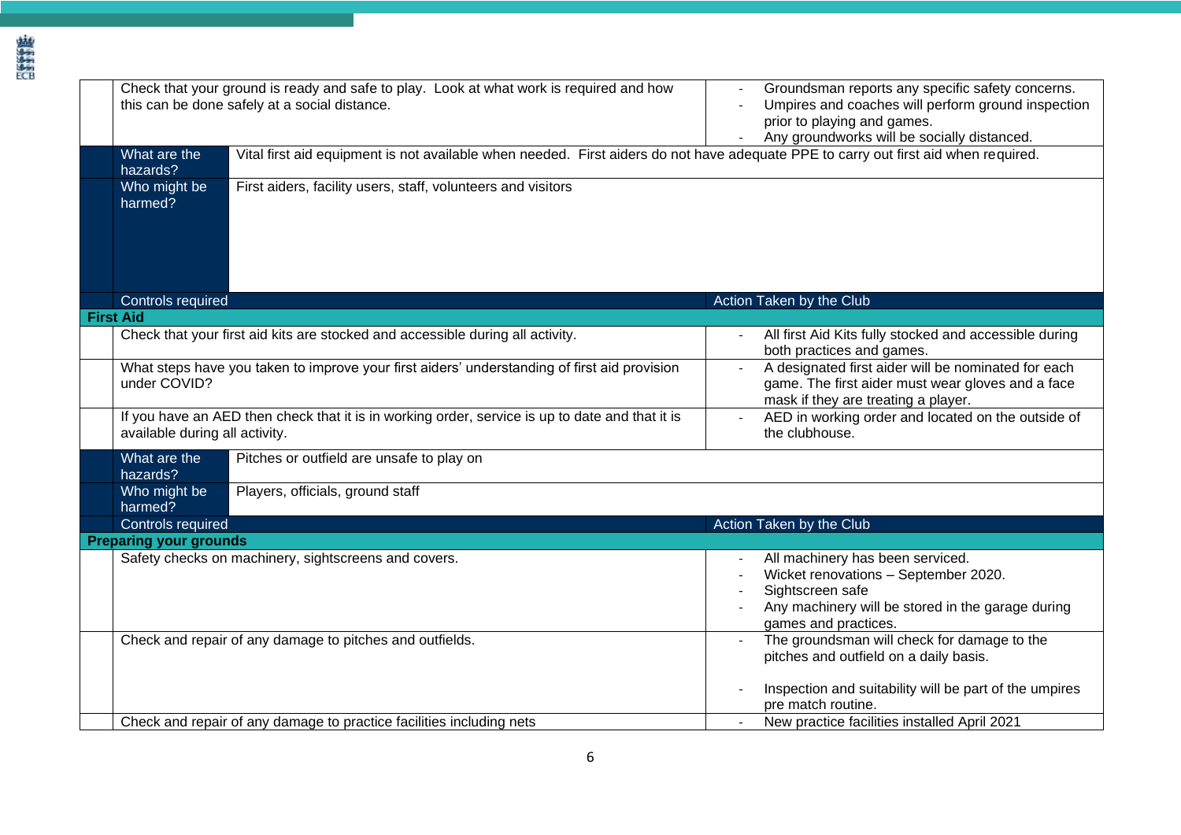| | Controls required | Action Taken by the Club |
|---|---|---|
| | Check that your ground is ready and safe to play. Look at what work is required and how this can be done safely at a social distance. | - Groundsman reports any specific safety concerns.<br>- Umpires and coaches will perform ground inspection prior to playing and games.<br>- Any groundworks will be socially distanced. |

| What are the hazards? | Vital first aid equipment is not available when needed. First aiders do not have adequate PPE to carry out first aid when required. |
|---|---|
| Who might be harmed? | First aiders, facility users, staff, volunteers and visitors |

| | Controls required | Action Taken by the Club |
|---|---|---|
| **First Aid** | | |
| | Check that your first aid kits are stocked and accessible during all activity. | - All first Aid Kits fully stocked and accessible during both practices and games. |
| | What steps have you taken to improve your first aiders' understanding of first aid provision under COVID? | - A designated first aider will be nominated for each game. The first aider must wear gloves and a face mask if they are treating a player. |
| | If you have an AED then check that it is in working order, service is up to date and that it is available during all activity. | - AED in working order and located on the outside of the clubhouse. |

| What are the hazards? | Pitches or outfield are unsafe to play on |
|---|---|
| Who might be harmed? | Players, officials, ground staff |

| | Controls required | Action Taken by the Club |
|---|---|---|
| **Preparing your grounds** | | |
| | Safety checks on machinery, sightscreens and covers. | - All machinery has been serviced.<br>- Wicket renovations – September 2020.<br>- Sightscreen safe<br>- Any machinery will be stored in the garage during games and practices. |
| | Check and repair of any damage to pitches and outfields. | - The groundsman will check for damage to the pitches and outfield on a daily basis.<br>- Inspection and suitability will be part of the umpires pre match routine. |
| | Check and repair of any damage to practice facilities including nets | - New practice facilities installed April 2021 |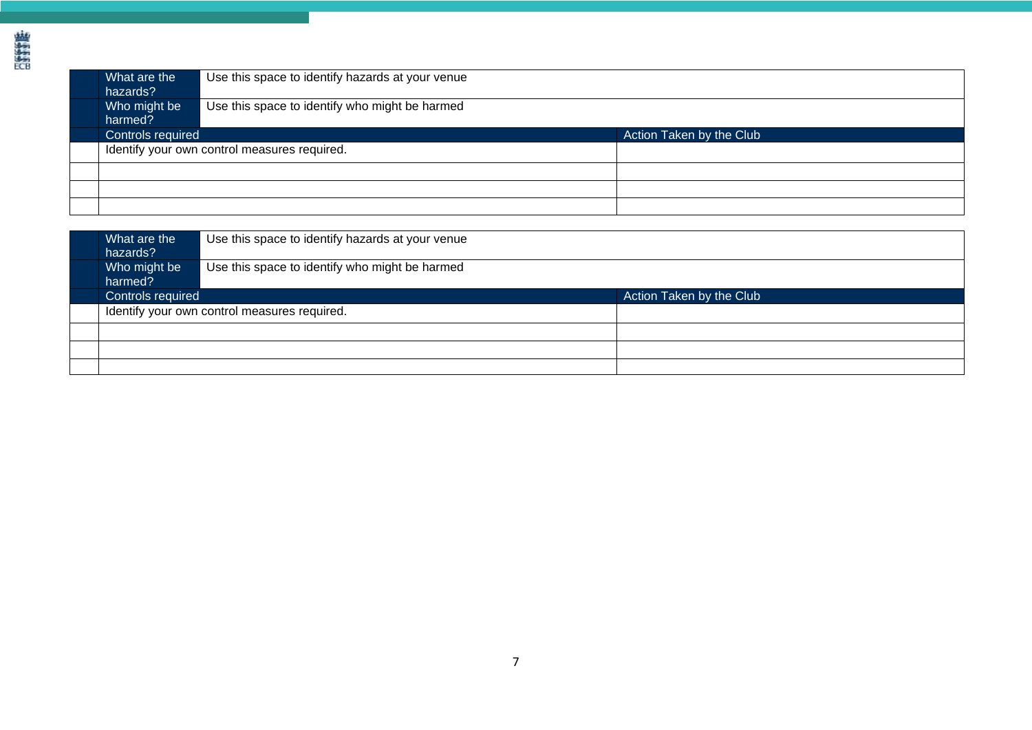| | | | |
|---|---|---|---|
| | What are the hazards? | Use this space to identify hazards at your venue | |
| | Who might be harmed? | Use this space to identify who might be harmed | |
| | Controls required | | Action Taken by the Club |
| | Identify your own control measures required. | | |
| | | | |
| | | | |
| | | | |

| | | | |
|---|---|---|---|
| | What are the hazards? | Use this space to identify hazards at your venue | |
| | Who might be harmed? | Use this space to identify who might be harmed | |
| | Controls required | | Action Taken by the Club |
| | Identify your own control measures required. | | |
| | | | |
| | | | |
| | | | |